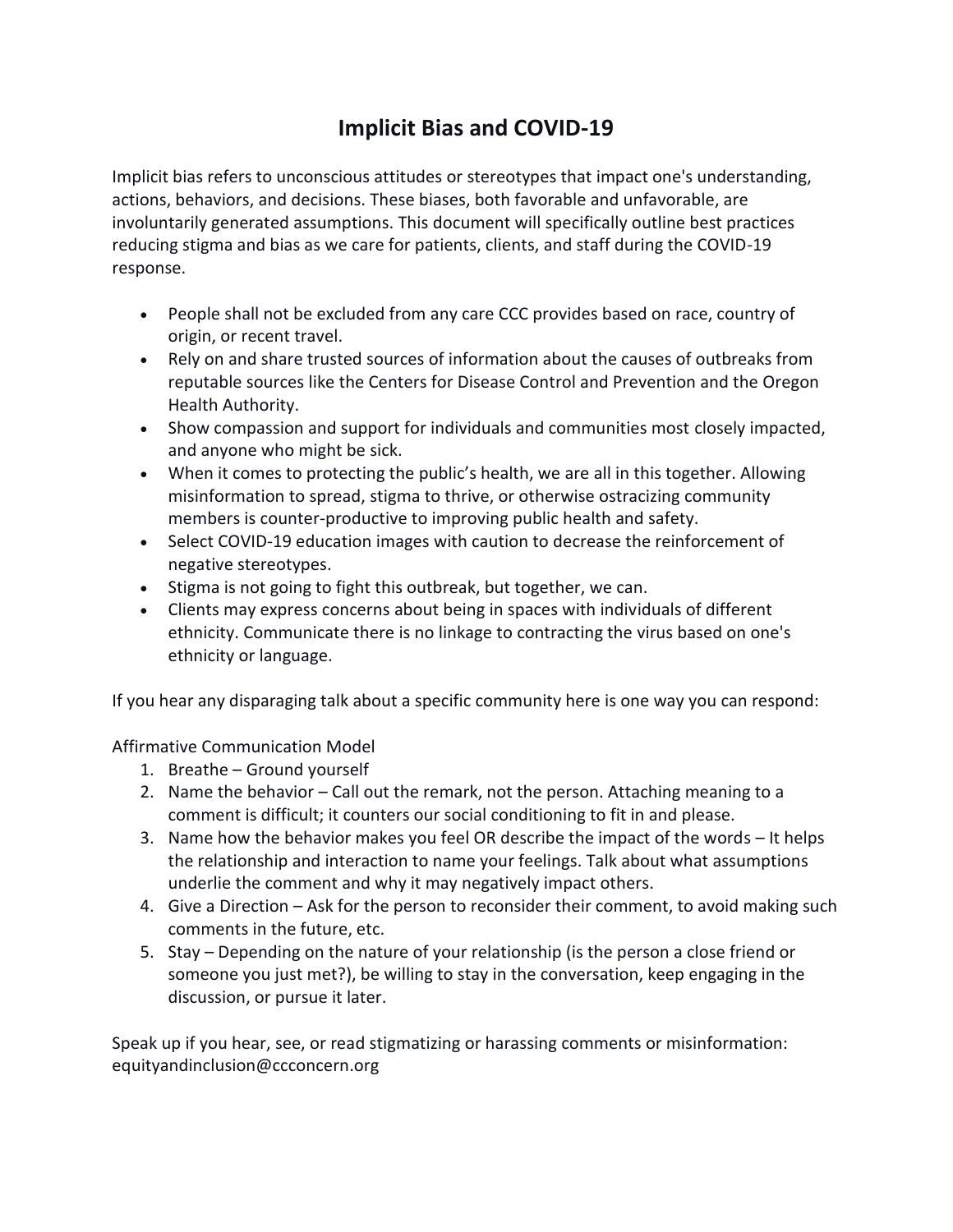# Implicit Bias and COVID-19

Implicit bias refers to unconscious attitudes or stereotypes that impact one's understanding, actions, behaviors, and decisions. These biases, both favorable and unfavorable, are involuntarily generated assumptions. This document will specifically outline best practices reducing stigma and bias as we care for patients, clients, and staff during the COVID-19 response.

- People shall not be excluded from any care CCC provides based on race, country of origin, or recent travel.
- Rely on and share trusted sources of information about the causes of outbreaks from reputable sources like the Centers for Disease Control and Prevention and the Oregon Health Authority.
- Show compassion and support for individuals and communities most closely impacted, and anyone who might be sick.
- When it comes to protecting the public's health, we are all in this together. Allowing misinformation to spread, stigma to thrive, or otherwise ostracizing community members is counter-productive to improving public health and safety.
- Select COVID-19 education images with caution to decrease the reinforcement of negative stereotypes.
- Stigma is not going to fight this outbreak, but together, we can.
- Clients may express concerns about being in spaces with individuals of different ethnicity. Communicate there is no linkage to contracting the virus based on one's ethnicity or language.

If you hear any disparaging talk about a specific community here is one way you can respond:

Affirmative Communication Model

1. Breathe – Ground yourself
2. Name the behavior – Call out the remark, not the person. Attaching meaning to a comment is difficult; it counters our social conditioning to fit in and please.
3. Name how the behavior makes you feel OR describe the impact of the words – It helps the relationship and interaction to name your feelings. Talk about what assumptions underlie the comment and why it may negatively impact others.
4. Give a Direction – Ask for the person to reconsider their comment, to avoid making such comments in the future, etc.
5. Stay – Depending on the nature of your relationship (is the person a close friend or someone you just met?), be willing to stay in the conversation, keep engaging in the discussion, or pursue it later.

Speak up if you hear, see, or read stigmatizing or harassing comments or misinformation: equityandinclusion@ccconcern.org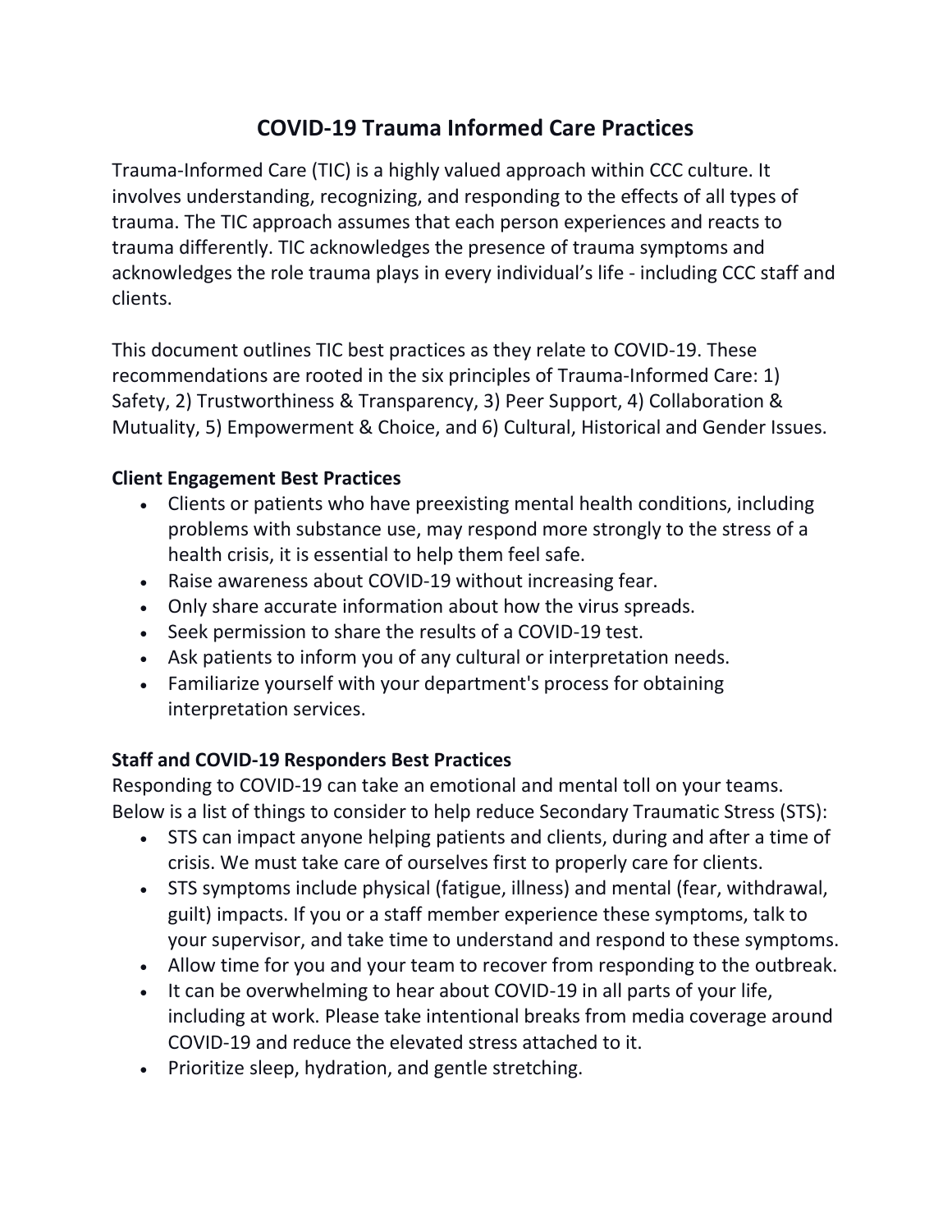# COVID-19 Trauma Informed Care Practices

Trauma-Informed Care (TIC) is a highly valued approach within CCC culture. It involves understanding, recognizing, and responding to the effects of all types of trauma. The TIC approach assumes that each person experiences and reacts to trauma differently. TIC acknowledges the presence of trauma symptoms and acknowledges the role trauma plays in every individual's life - including CCC staff and clients.

This document outlines TIC best practices as they relate to COVID-19. These recommendations are rooted in the six principles of Trauma-Informed Care: 1) Safety, 2) Trustworthiness & Transparency, 3) Peer Support, 4) Collaboration & Mutuality, 5) Empowerment & Choice, and 6) Cultural, Historical and Gender Issues.

**Client Engagement Best Practices**

- Clients or patients who have preexisting mental health conditions, including problems with substance use, may respond more strongly to the stress of a health crisis, it is essential to help them feel safe.
- Raise awareness about COVID-19 without increasing fear.
- Only share accurate information about how the virus spreads.
- Seek permission to share the results of a COVID-19 test.
- Ask patients to inform you of any cultural or interpretation needs.
- Familiarize yourself with your department's process for obtaining interpretation services.

**Staff and COVID-19 Responders Best Practices**

Responding to COVID-19 can take an emotional and mental toll on your teams. Below is a list of things to consider to help reduce Secondary Traumatic Stress (STS):

- STS can impact anyone helping patients and clients, during and after a time of crisis. We must take care of ourselves first to properly care for clients.
- STS symptoms include physical (fatigue, illness) and mental (fear, withdrawal, guilt) impacts. If you or a staff member experience these symptoms, talk to your supervisor, and take time to understand and respond to these symptoms.
- Allow time for you and your team to recover from responding to the outbreak.
- It can be overwhelming to hear about COVID-19 in all parts of your life, including at work. Please take intentional breaks from media coverage around COVID-19 and reduce the elevated stress attached to it.
- Prioritize sleep, hydration, and gentle stretching.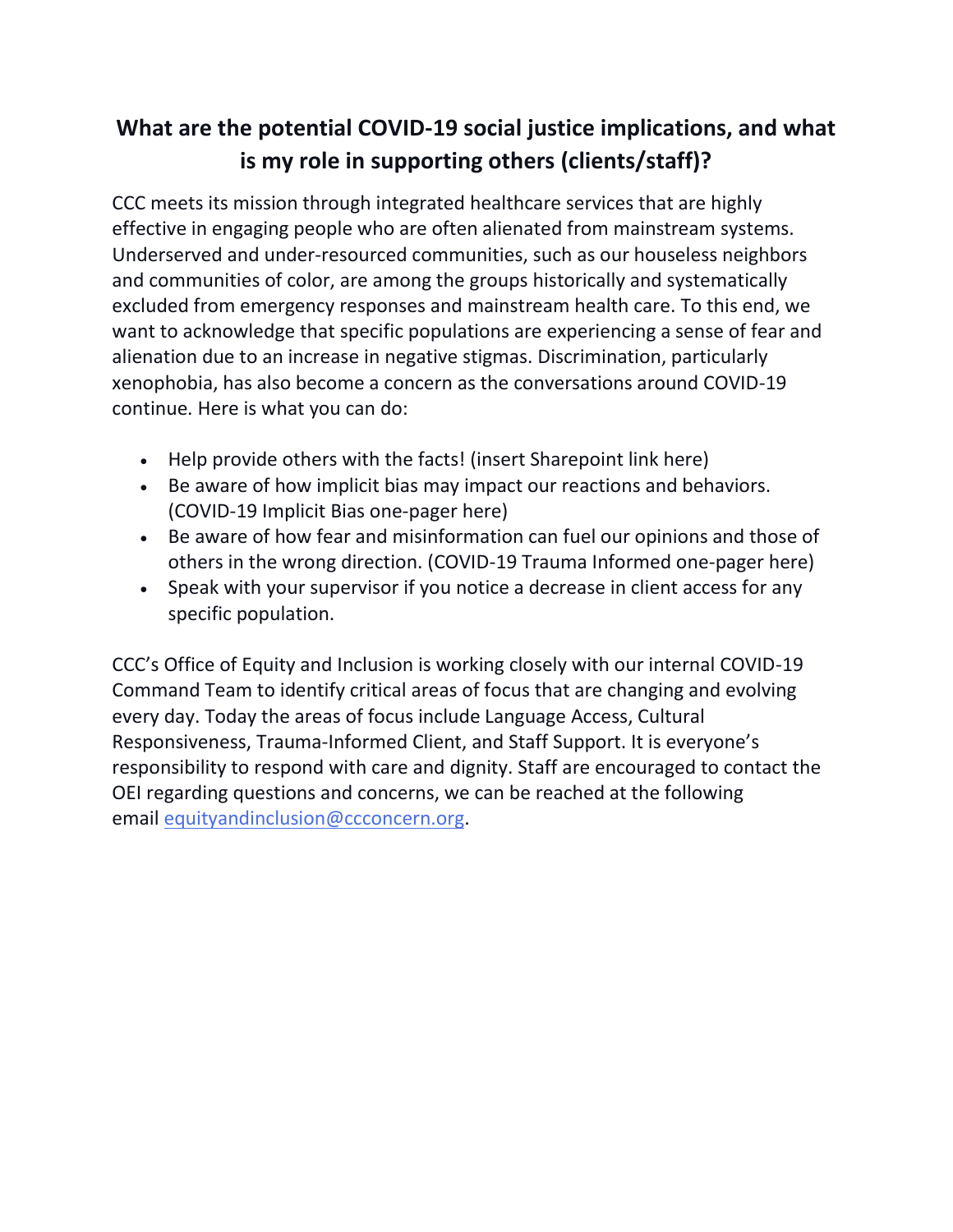## What are the potential COVID-19 social justice implications, and what is my role in supporting others (clients/staff)?

CCC meets its mission through integrated healthcare services that are highly effective in engaging people who are often alienated from mainstream systems. Underserved and under-resourced communities, such as our houseless neighbors and communities of color, are among the groups historically and systematically excluded from emergency responses and mainstream health care. To this end, we want to acknowledge that specific populations are experiencing a sense of fear and alienation due to an increase in negative stigmas. Discrimination, particularly xenophobia, has also become a concern as the conversations around COVID-19 continue. Here is what you can do:

- Help provide others with the facts! (insert Sharepoint link here)
- Be aware of how implicit bias may impact our reactions and behaviors. (COVID-19 Implicit Bias one-pager here)
- Be aware of how fear and misinformation can fuel our opinions and those of others in the wrong direction. (COVID-19 Trauma Informed one-pager here)
- Speak with your supervisor if you notice a decrease in client access for any specific population.

CCC's Office of Equity and Inclusion is working closely with our internal COVID-19 Command Team to identify critical areas of focus that are changing and evolving every day. Today the areas of focus include Language Access, Cultural Responsiveness, Trauma-Informed Client, and Staff Support. It is everyone's responsibility to respond with care and dignity. Staff are encouraged to contact the OEI regarding questions and concerns, we can be reached at the following email equityandinclusion@ccconcern.org.